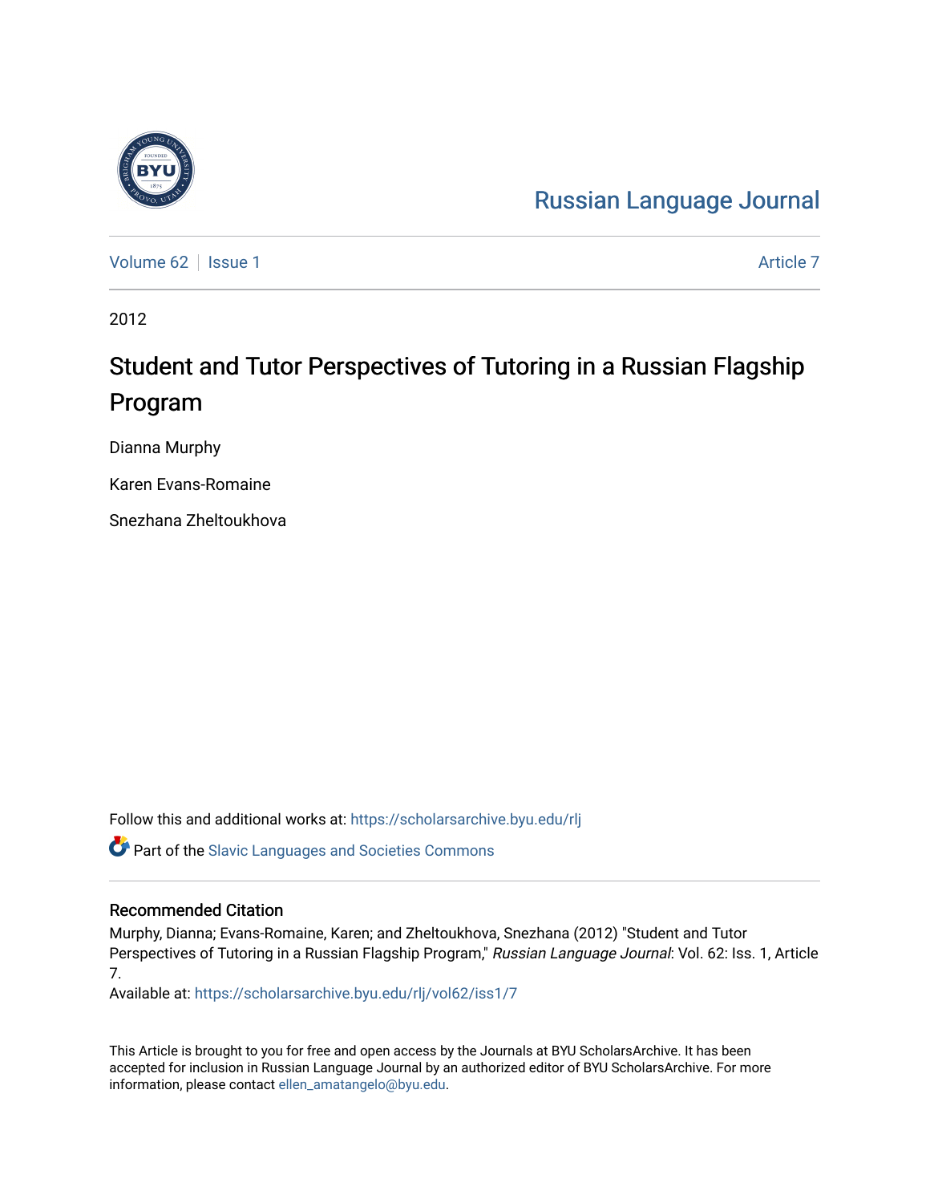Russian Language Journal

Volume 62 | Issue 1 | Article 7

2012

# Student and Tutor Perspectives of Tutoring in a Russian Flagship Program

Dianna Murphy

Karen Evans-Romaine

Snezhana Zheltoukhova

Follow this and additional works at: https://scholarsarchive.byu.edu/rlj

Part of the Slavic Languages and Societies Commons

## Recommended Citation

Murphy, Dianna; Evans-Romaine, Karen; and Zheltoukhova, Snezhana (2012) "Student and Tutor Perspectives of Tutoring in a Russian Flagship Program," *Russian Language Journal*: Vol. 62: Iss. 1, Article 7.

Available at: https://scholarsarchive.byu.edu/rlj/vol62/iss1/7

This Article is brought to you for free and open access by the Journals at BYU ScholarsArchive. It has been accepted for inclusion in Russian Language Journal by an authorized editor of BYU ScholarsArchive. For more information, please contact ellen_amatangelo@byu.edu.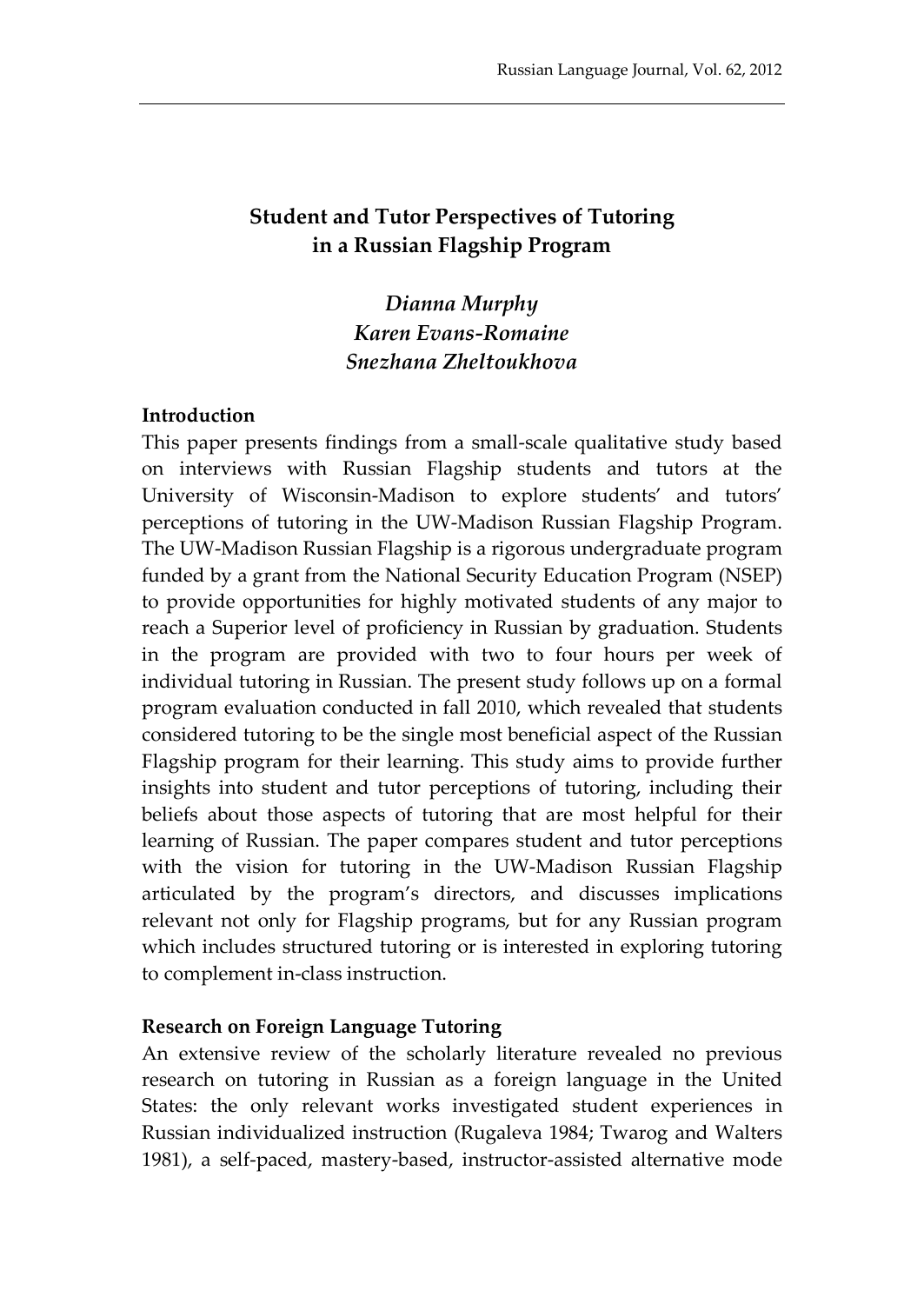## Student and Tutor Perspectives of Tutoring in a Russian Flagship Program

*Dianna Murphy*
*Karen Evans-Romaine*
*Snezhana Zheltoukhova*

### Introduction

This paper presents findings from a small-scale qualitative study based on interviews with Russian Flagship students and tutors at the University of Wisconsin-Madison to explore students' and tutors' perceptions of tutoring in the UW-Madison Russian Flagship Program. The UW-Madison Russian Flagship is a rigorous undergraduate program funded by a grant from the National Security Education Program (NSEP) to provide opportunities for highly motivated students of any major to reach a Superior level of proficiency in Russian by graduation. Students in the program are provided with two to four hours per week of individual tutoring in Russian. The present study follows up on a formal program evaluation conducted in fall 2010, which revealed that students considered tutoring to be the single most beneficial aspect of the Russian Flagship program for their learning. This study aims to provide further insights into student and tutor perceptions of tutoring, including their beliefs about those aspects of tutoring that are most helpful for their learning of Russian. The paper compares student and tutor perceptions with the vision for tutoring in the UW-Madison Russian Flagship articulated by the program's directors, and discusses implications relevant not only for Flagship programs, but for any Russian program which includes structured tutoring or is interested in exploring tutoring to complement in-class instruction.

### Research on Foreign Language Tutoring

An extensive review of the scholarly literature revealed no previous research on tutoring in Russian as a foreign language in the United States: the only relevant works investigated student experiences in Russian individualized instruction (Rugaleva 1984; Twarog and Walters 1981), a self-paced, mastery-based, instructor-assisted alternative mode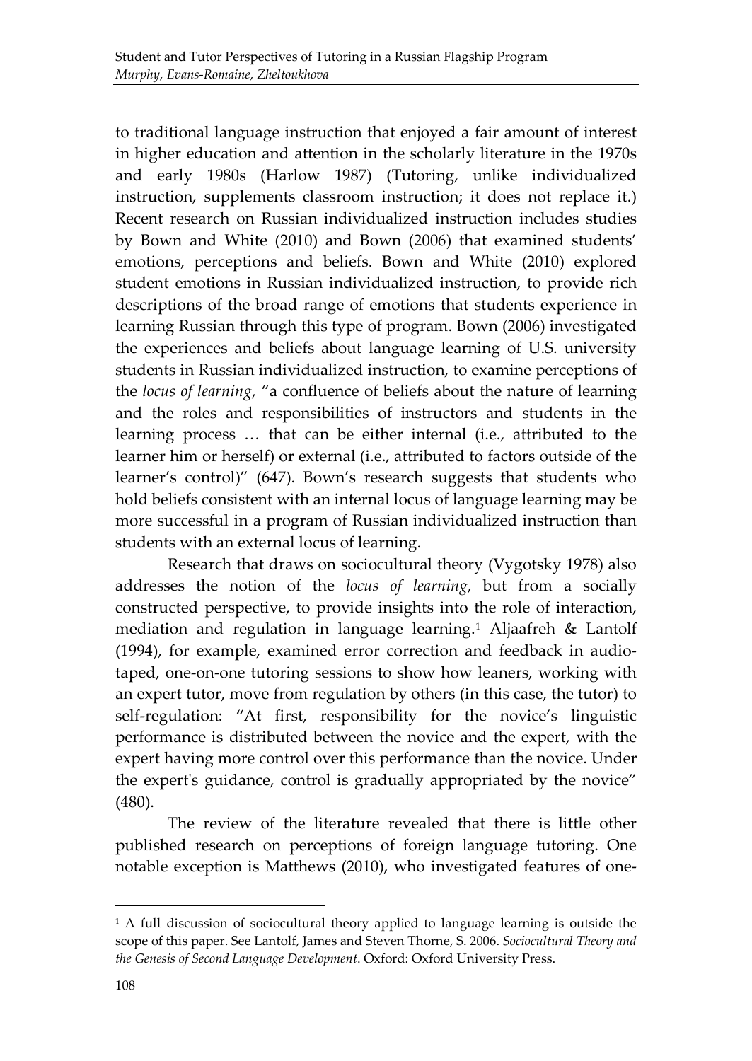to traditional language instruction that enjoyed a fair amount of interest in higher education and attention in the scholarly literature in the 1970s and early 1980s (Harlow 1987) (Tutoring, unlike individualized instruction, supplements classroom instruction; it does not replace it.) Recent research on Russian individualized instruction includes studies by Bown and White (2010) and Bown (2006) that examined students' emotions, perceptions and beliefs. Bown and White (2010) explored student emotions in Russian individualized instruction, to provide rich descriptions of the broad range of emotions that students experience in learning Russian through this type of program. Bown (2006) investigated the experiences and beliefs about language learning of U.S. university students in Russian individualized instruction, to examine perceptions of the *locus of learning*, "a confluence of beliefs about the nature of learning and the roles and responsibilities of instructors and students in the learning process … that can be either internal (i.e., attributed to the learner him or herself) or external (i.e., attributed to factors outside of the learner's control)" (647). Bown's research suggests that students who hold beliefs consistent with an internal locus of language learning may be more successful in a program of Russian individualized instruction than students with an external locus of learning.

Research that draws on sociocultural theory (Vygotsky 1978) also addresses the notion of the *locus of learning*, but from a socially constructed perspective, to provide insights into the role of interaction, mediation and regulation in language learning.[1] Aljaafreh & Lantolf (1994), for example, examined error correction and feedback in audio-taped, one-on-one tutoring sessions to show how leaners, working with an expert tutor, move from regulation by others (in this case, the tutor) to self-regulation: "At first, responsibility for the novice's linguistic performance is distributed between the novice and the expert, with the expert having more control over this performance than the novice. Under the expert's guidance, control is gradually appropriated by the novice" (480).

The review of the literature revealed that there is little other published research on perceptions of foreign language tutoring. One notable exception is Matthews (2010), who investigated features of one-

[1] A full discussion of sociocultural theory applied to language learning is outside the scope of this paper. See Lantolf, James and Steven Thorne, S. 2006. *Sociocultural Theory and the Genesis of Second Language Development*. Oxford: Oxford University Press.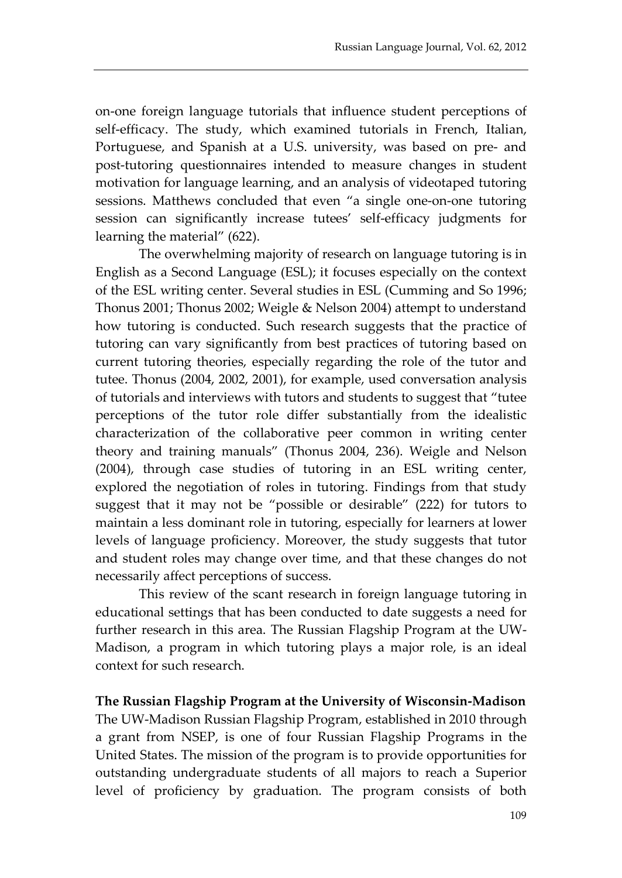on-one foreign language tutorials that influence student perceptions of self-efficacy. The study, which examined tutorials in French, Italian, Portuguese, and Spanish at a U.S. university, was based on pre- and post-tutoring questionnaires intended to measure changes in student motivation for language learning, and an analysis of videotaped tutoring sessions. Matthews concluded that even "a single one-on-one tutoring session can significantly increase tutees' self-efficacy judgments for learning the material" (622).

The overwhelming majority of research on language tutoring is in English as a Second Language (ESL); it focuses especially on the context of the ESL writing center. Several studies in ESL (Cumming and So 1996; Thonus 2001; Thonus 2002; Weigle & Nelson 2004) attempt to understand how tutoring is conducted. Such research suggests that the practice of tutoring can vary significantly from best practices of tutoring based on current tutoring theories, especially regarding the role of the tutor and tutee. Thonus (2004, 2002, 2001), for example, used conversation analysis of tutorials and interviews with tutors and students to suggest that "tutee perceptions of the tutor role differ substantially from the idealistic characterization of the collaborative peer common in writing center theory and training manuals" (Thonus 2004, 236). Weigle and Nelson (2004), through case studies of tutoring in an ESL writing center, explored the negotiation of roles in tutoring. Findings from that study suggest that it may not be "possible or desirable" (222) for tutors to maintain a less dominant role in tutoring, especially for learners at lower levels of language proficiency. Moreover, the study suggests that tutor and student roles may change over time, and that these changes do not necessarily affect perceptions of success.

This review of the scant research in foreign language tutoring in educational settings that has been conducted to date suggests a need for further research in this area. The Russian Flagship Program at the UW-Madison, a program in which tutoring plays a major role, is an ideal context for such research.

**The Russian Flagship Program at the University of Wisconsin-Madison**

The UW-Madison Russian Flagship Program, established in 2010 through a grant from NSEP, is one of four Russian Flagship Programs in the United States. The mission of the program is to provide opportunities for outstanding undergraduate students of all majors to reach a Superior level of proficiency by graduation. The program consists of both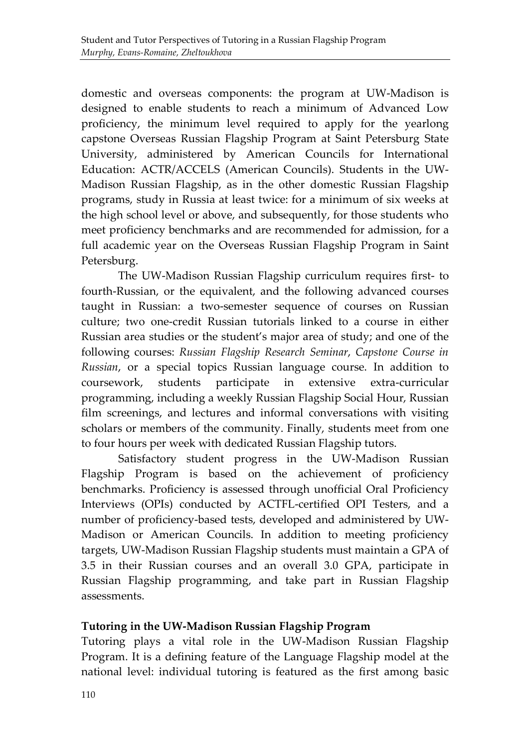domestic and overseas components: the program at UW-Madison is designed to enable students to reach a minimum of Advanced Low proficiency, the minimum level required to apply for the yearlong capstone Overseas Russian Flagship Program at Saint Petersburg State University, administered by American Councils for International Education: ACTR/ACCELS (American Councils). Students in the UW-Madison Russian Flagship, as in the other domestic Russian Flagship programs, study in Russia at least twice: for a minimum of six weeks at the high school level or above, and subsequently, for those students who meet proficiency benchmarks and are recommended for admission, for a full academic year on the Overseas Russian Flagship Program in Saint Petersburg.

The UW-Madison Russian Flagship curriculum requires first- to fourth-Russian, or the equivalent, and the following advanced courses taught in Russian: a two-semester sequence of courses on Russian culture; two one-credit Russian tutorials linked to a course in either Russian area studies or the student's major area of study; and one of the following courses: *Russian Flagship Research Seminar*, *Capstone Course in Russian*, or a special topics Russian language course. In addition to coursework, students participate in extensive extra-curricular programming, including a weekly Russian Flagship Social Hour, Russian film screenings, and lectures and informal conversations with visiting scholars or members of the community. Finally, students meet from one to four hours per week with dedicated Russian Flagship tutors.

Satisfactory student progress in the UW-Madison Russian Flagship Program is based on the achievement of proficiency benchmarks. Proficiency is assessed through unofficial Oral Proficiency Interviews (OPIs) conducted by ACTFL-certified OPI Testers, and a number of proficiency-based tests, developed and administered by UW-Madison or American Councils. In addition to meeting proficiency targets, UW-Madison Russian Flagship students must maintain a GPA of 3.5 in their Russian courses and an overall 3.0 GPA, participate in Russian Flagship programming, and take part in Russian Flagship assessments.

**Tutoring in the UW-Madison Russian Flagship Program**

Tutoring plays a vital role in the UW-Madison Russian Flagship Program. It is a defining feature of the Language Flagship model at the national level: individual tutoring is featured as the first among basic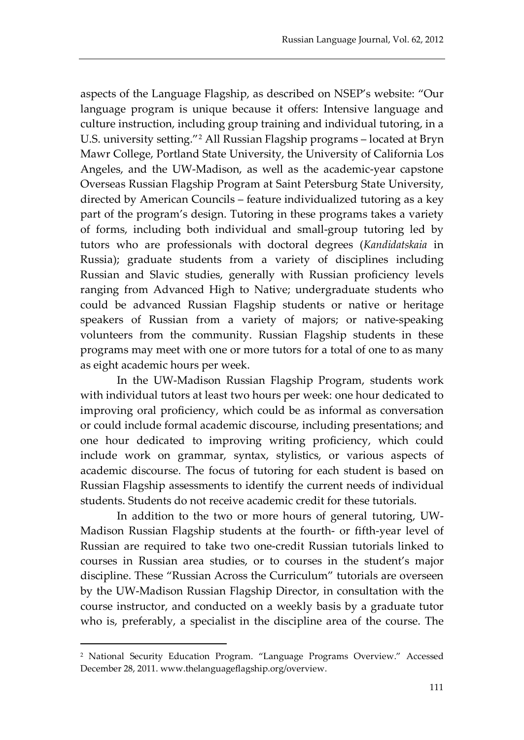aspects of the Language Flagship, as described on NSEP's website: "Our language program is unique because it offers: Intensive language and culture instruction, including group training and individual tutoring, in a U.S. university setting."[2] All Russian Flagship programs – located at Bryn Mawr College, Portland State University, the University of California Los Angeles, and the UW-Madison, as well as the academic-year capstone Overseas Russian Flagship Program at Saint Petersburg State University, directed by American Councils – feature individualized tutoring as a key part of the program's design. Tutoring in these programs takes a variety of forms, including both individual and small-group tutoring led by tutors who are professionals with doctoral degrees (*Kandidatskaia* in Russia); graduate students from a variety of disciplines including Russian and Slavic studies, generally with Russian proficiency levels ranging from Advanced High to Native; undergraduate students who could be advanced Russian Flagship students or native or heritage speakers of Russian from a variety of majors; or native-speaking volunteers from the community. Russian Flagship students in these programs may meet with one or more tutors for a total of one to as many as eight academic hours per week.

In the UW-Madison Russian Flagship Program, students work with individual tutors at least two hours per week: one hour dedicated to improving oral proficiency, which could be as informal as conversation or could include formal academic discourse, including presentations; and one hour dedicated to improving writing proficiency, which could include work on grammar, syntax, stylistics, or various aspects of academic discourse. The focus of tutoring for each student is based on Russian Flagship assessments to identify the current needs of individual students. Students do not receive academic credit for these tutorials.

In addition to the two or more hours of general tutoring, UW-Madison Russian Flagship students at the fourth- or fifth-year level of Russian are required to take two one-credit Russian tutorials linked to courses in Russian area studies, or to courses in the student's major discipline. These "Russian Across the Curriculum" tutorials are overseen by the UW-Madison Russian Flagship Director, in consultation with the course instructor, and conducted on a weekly basis by a graduate tutor who is, preferably, a specialist in the discipline area of the course. The

[2] National Security Education Program. "Language Programs Overview." Accessed December 28, 2011. www.thelanguageflagship.org/overview.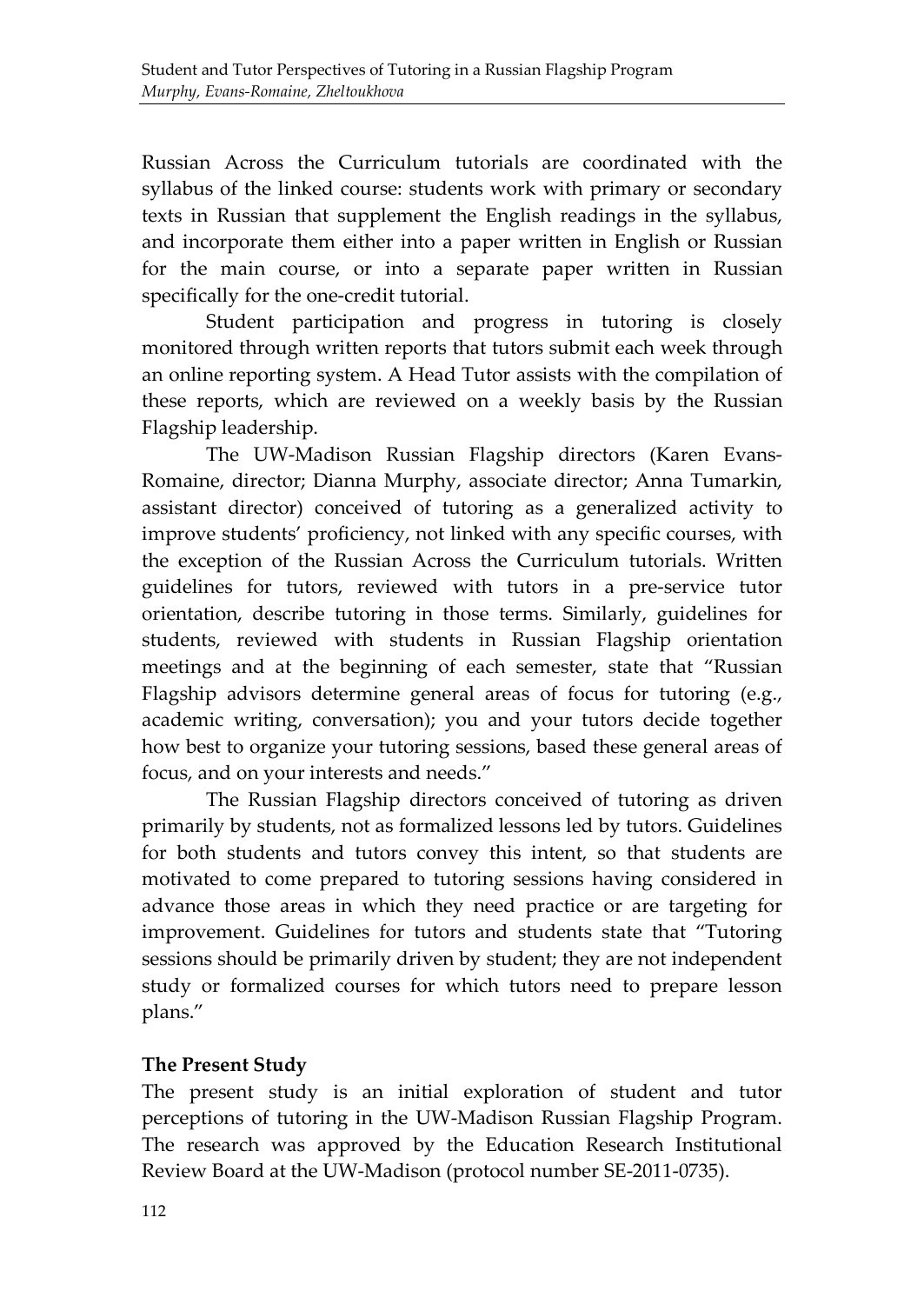Russian Across the Curriculum tutorials are coordinated with the syllabus of the linked course: students work with primary or secondary texts in Russian that supplement the English readings in the syllabus, and incorporate them either into a paper written in English or Russian for the main course, or into a separate paper written in Russian specifically for the one-credit tutorial.

Student participation and progress in tutoring is closely monitored through written reports that tutors submit each week through an online reporting system. A Head Tutor assists with the compilation of these reports, which are reviewed on a weekly basis by the Russian Flagship leadership.

The UW-Madison Russian Flagship directors (Karen Evans-Romaine, director; Dianna Murphy, associate director; Anna Tumarkin, assistant director) conceived of tutoring as a generalized activity to improve students' proficiency, not linked with any specific courses, with the exception of the Russian Across the Curriculum tutorials. Written guidelines for tutors, reviewed with tutors in a pre-service tutor orientation, describe tutoring in those terms. Similarly, guidelines for students, reviewed with students in Russian Flagship orientation meetings and at the beginning of each semester, state that "Russian Flagship advisors determine general areas of focus for tutoring (e.g., academic writing, conversation); you and your tutors decide together how best to organize your tutoring sessions, based these general areas of focus, and on your interests and needs."

The Russian Flagship directors conceived of tutoring as driven primarily by students, not as formalized lessons led by tutors. Guidelines for both students and tutors convey this intent, so that students are motivated to come prepared to tutoring sessions having considered in advance those areas in which they need practice or are targeting for improvement. Guidelines for tutors and students state that "Tutoring sessions should be primarily driven by student; they are not independent study or formalized courses for which tutors need to prepare lesson plans."

## The Present Study

The present study is an initial exploration of student and tutor perceptions of tutoring in the UW-Madison Russian Flagship Program. The research was approved by the Education Research Institutional Review Board at the UW-Madison (protocol number SE-2011-0735).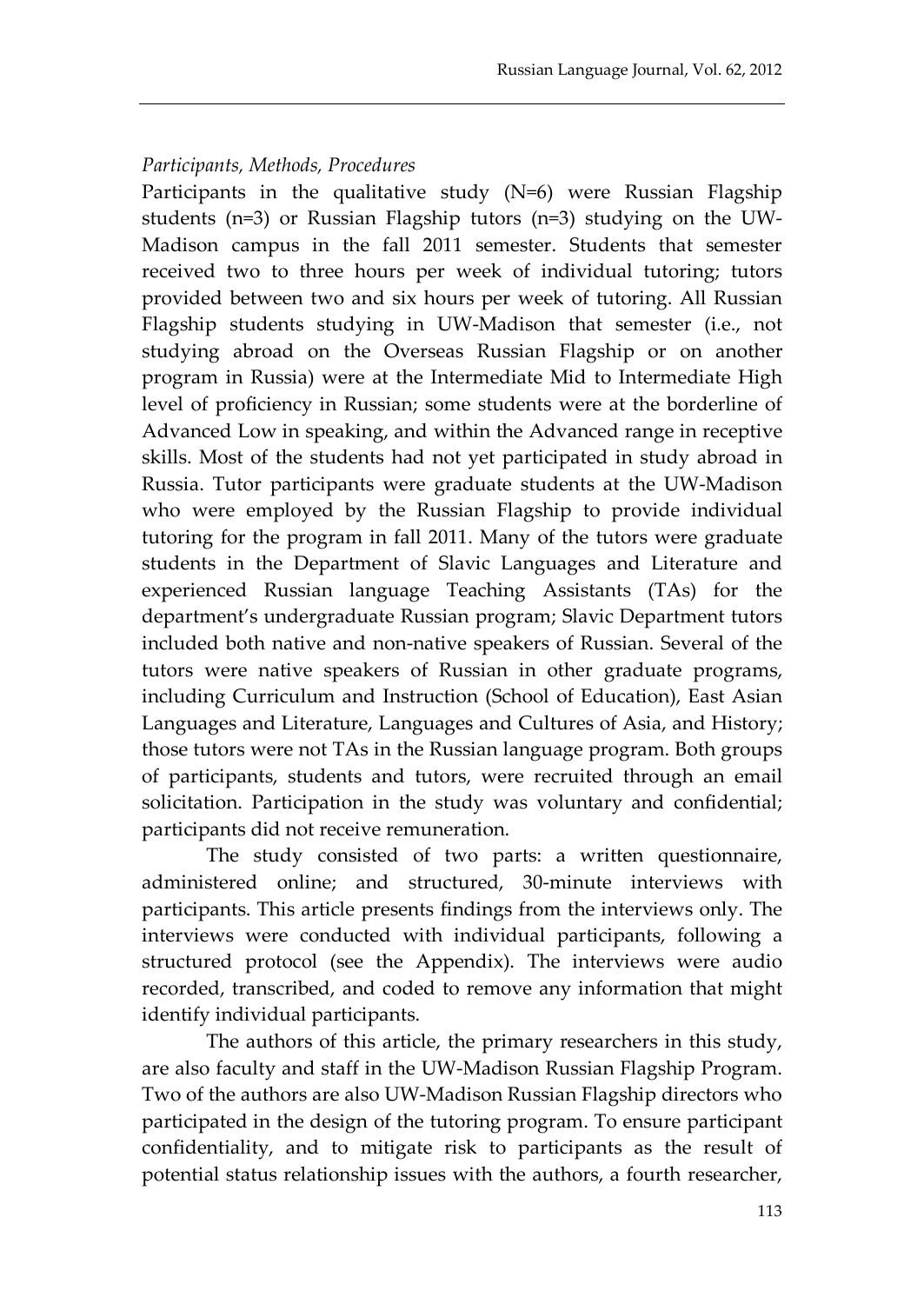*Participants, Methods, Procedures*

Participants in the qualitative study (N=6) were Russian Flagship students (n=3) or Russian Flagship tutors (n=3) studying on the UW-Madison campus in the fall 2011 semester. Students that semester received two to three hours per week of individual tutoring; tutors provided between two and six hours per week of tutoring. All Russian Flagship students studying in UW-Madison that semester (i.e., not studying abroad on the Overseas Russian Flagship or on another program in Russia) were at the Intermediate Mid to Intermediate High level of proficiency in Russian; some students were at the borderline of Advanced Low in speaking, and within the Advanced range in receptive skills. Most of the students had not yet participated in study abroad in Russia. Tutor participants were graduate students at the UW-Madison who were employed by the Russian Flagship to provide individual tutoring for the program in fall 2011. Many of the tutors were graduate students in the Department of Slavic Languages and Literature and experienced Russian language Teaching Assistants (TAs) for the department's undergraduate Russian program; Slavic Department tutors included both native and non-native speakers of Russian. Several of the tutors were native speakers of Russian in other graduate programs, including Curriculum and Instruction (School of Education), East Asian Languages and Literature, Languages and Cultures of Asia, and History; those tutors were not TAs in the Russian language program. Both groups of participants, students and tutors, were recruited through an email solicitation. Participation in the study was voluntary and confidential; participants did not receive remuneration.

The study consisted of two parts: a written questionnaire, administered online; and structured, 30-minute interviews with participants. This article presents findings from the interviews only. The interviews were conducted with individual participants, following a structured protocol (see the Appendix). The interviews were audio recorded, transcribed, and coded to remove any information that might identify individual participants.

The authors of this article, the primary researchers in this study, are also faculty and staff in the UW-Madison Russian Flagship Program. Two of the authors are also UW-Madison Russian Flagship directors who participated in the design of the tutoring program. To ensure participant confidentiality, and to mitigate risk to participants as the result of potential status relationship issues with the authors, a fourth researcher,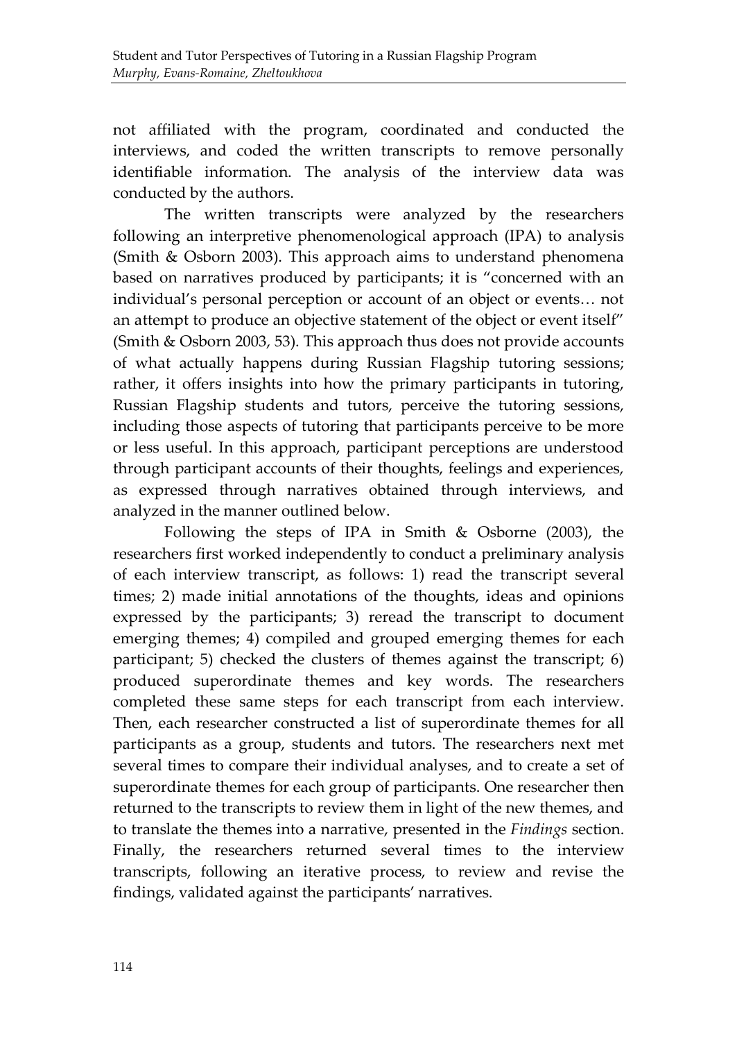not affiliated with the program, coordinated and conducted the interviews, and coded the written transcripts to remove personally identifiable information. The analysis of the interview data was conducted by the authors.

The written transcripts were analyzed by the researchers following an interpretive phenomenological approach (IPA) to analysis (Smith & Osborn 2003). This approach aims to understand phenomena based on narratives produced by participants; it is "concerned with an individual's personal perception or account of an object or events… not an attempt to produce an objective statement of the object or event itself" (Smith & Osborn 2003, 53). This approach thus does not provide accounts of what actually happens during Russian Flagship tutoring sessions; rather, it offers insights into how the primary participants in tutoring, Russian Flagship students and tutors, perceive the tutoring sessions, including those aspects of tutoring that participants perceive to be more or less useful. In this approach, participant perceptions are understood through participant accounts of their thoughts, feelings and experiences, as expressed through narratives obtained through interviews, and analyzed in the manner outlined below.

Following the steps of IPA in Smith & Osborne (2003), the researchers first worked independently to conduct a preliminary analysis of each interview transcript, as follows: 1) read the transcript several times; 2) made initial annotations of the thoughts, ideas and opinions expressed by the participants; 3) reread the transcript to document emerging themes; 4) compiled and grouped emerging themes for each participant; 5) checked the clusters of themes against the transcript; 6) produced superordinate themes and key words. The researchers completed these same steps for each transcript from each interview. Then, each researcher constructed a list of superordinate themes for all participants as a group, students and tutors. The researchers next met several times to compare their individual analyses, and to create a set of superordinate themes for each group of participants. One researcher then returned to the transcripts to review them in light of the new themes, and to translate the themes into a narrative, presented in the *Findings* section. Finally, the researchers returned several times to the interview transcripts, following an iterative process, to review and revise the findings, validated against the participants' narratives.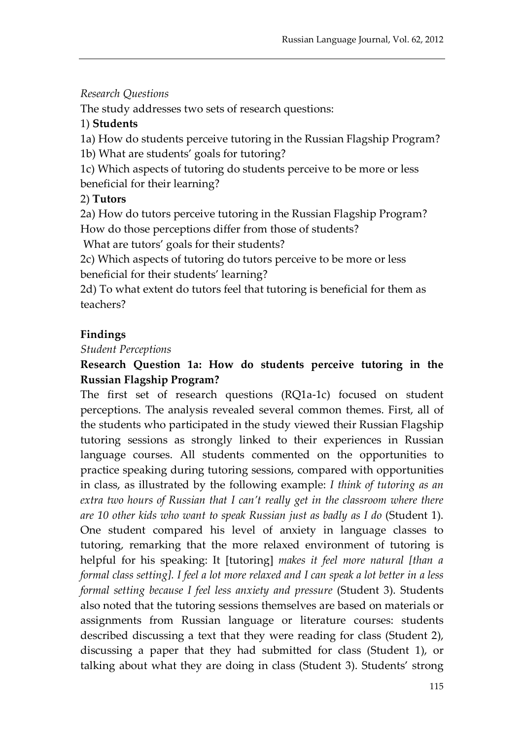*Research Questions*

The study addresses two sets of research questions:

1) **Students**

1a) How do students perceive tutoring in the Russian Flagship Program?

1b) What are students' goals for tutoring?

1c) Which aspects of tutoring do students perceive to be more or less beneficial for their learning?

2) **Tutors**

2a) How do tutors perceive tutoring in the Russian Flagship Program? How do those perceptions differ from those of students?

What are tutors' goals for their students?

2c) Which aspects of tutoring do tutors perceive to be more or less beneficial for their students' learning?

2d) To what extent do tutors feel that tutoring is beneficial for them as teachers?

## Findings

*Student Perceptions*

**Research Question 1a: How do students perceive tutoring in the Russian Flagship Program?**

The first set of research questions (RQ1a-1c) focused on student perceptions. The analysis revealed several common themes. First, all of the students who participated in the study viewed their Russian Flagship tutoring sessions as strongly linked to their experiences in Russian language courses. All students commented on the opportunities to practice speaking during tutoring sessions, compared with opportunities in class, as illustrated by the following example: *I think of tutoring as an extra two hours of Russian that I can't really get in the classroom where there are 10 other kids who want to speak Russian just as badly as I do* (Student 1). One student compared his level of anxiety in language classes to tutoring, remarking that the more relaxed environment of tutoring is helpful for his speaking: It [tutoring] *makes it feel more natural [than a formal class setting]. I feel a lot more relaxed and I can speak a lot better in a less formal setting because I feel less anxiety and pressure* (Student 3). Students also noted that the tutoring sessions themselves are based on materials or assignments from Russian language or literature courses: students described discussing a text that they were reading for class (Student 2), discussing a paper that they had submitted for class (Student 1), or talking about what they are doing in class (Student 3). Students' strong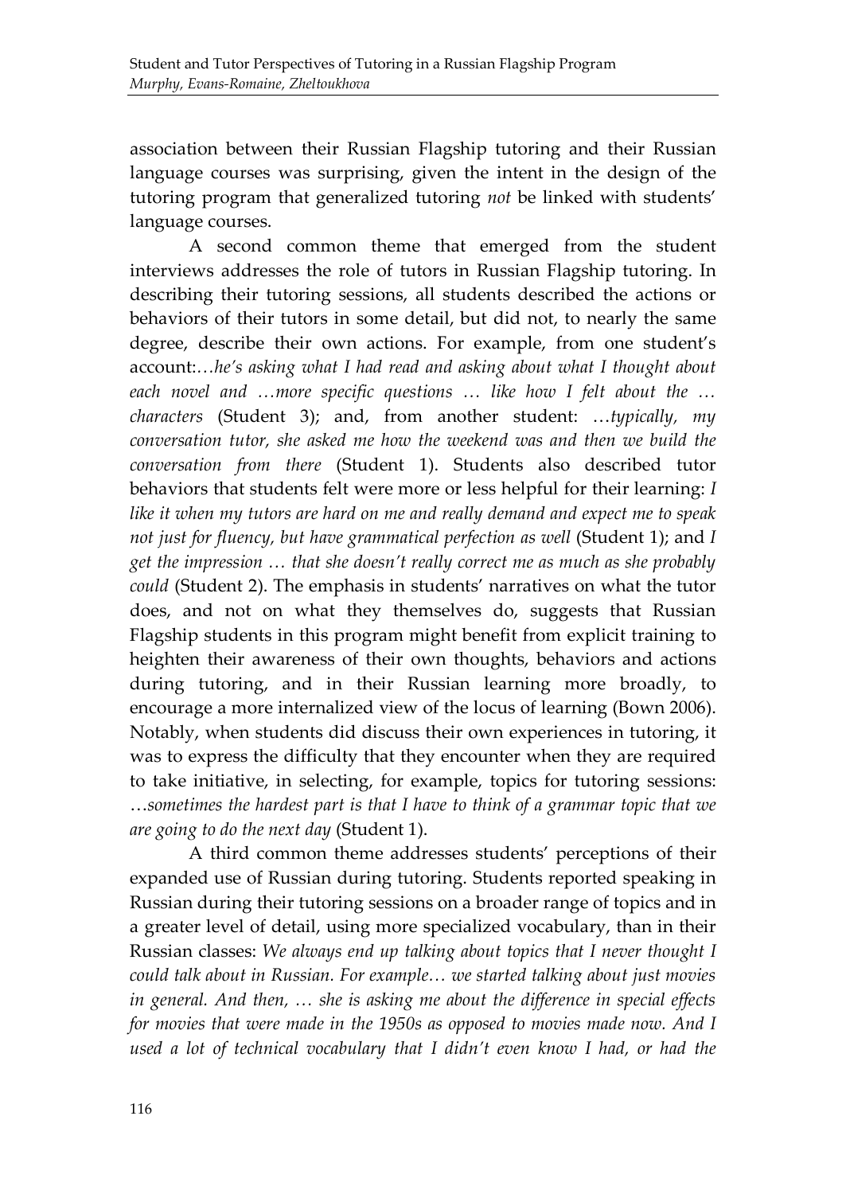association between their Russian Flagship tutoring and their Russian language courses was surprising, given the intent in the design of the tutoring program that generalized tutoring *not* be linked with students' language courses.

A second common theme that emerged from the student interviews addresses the role of tutors in Russian Flagship tutoring. In describing their tutoring sessions, all students described the actions or behaviors of their tutors in some detail, but did not, to nearly the same degree, describe their own actions. For example, from one student's account:*…he's asking what I had read and asking about what I thought about each novel and …more specific questions … like how I felt about the … characters* (Student 3); and, from another student: *…typically, my conversation tutor, she asked me how the weekend was and then we build the conversation from there* (Student 1). Students also described tutor behaviors that students felt were more or less helpful for their learning: *I like it when my tutors are hard on me and really demand and expect me to speak not just for fluency, but have grammatical perfection as well* (Student 1); and *I get the impression … that she doesn't really correct me as much as she probably could* (Student 2). The emphasis in students' narratives on what the tutor does, and not on what they themselves do, suggests that Russian Flagship students in this program might benefit from explicit training to heighten their awareness of their own thoughts, behaviors and actions during tutoring, and in their Russian learning more broadly, to encourage a more internalized view of the locus of learning (Bown 2006). Notably, when students did discuss their own experiences in tutoring, it was to express the difficulty that they encounter when they are required to take initiative, in selecting, for example, topics for tutoring sessions: *…sometimes the hardest part is that I have to think of a grammar topic that we are going to do the next day* (Student 1).

A third common theme addresses students' perceptions of their expanded use of Russian during tutoring. Students reported speaking in Russian during their tutoring sessions on a broader range of topics and in a greater level of detail, using more specialized vocabulary, than in their Russian classes: *We always end up talking about topics that I never thought I could talk about in Russian. For example… we started talking about just movies in general. And then, … she is asking me about the difference in special effects for movies that were made in the 1950s as opposed to movies made now. And I used a lot of technical vocabulary that I didn't even know I had, or had the*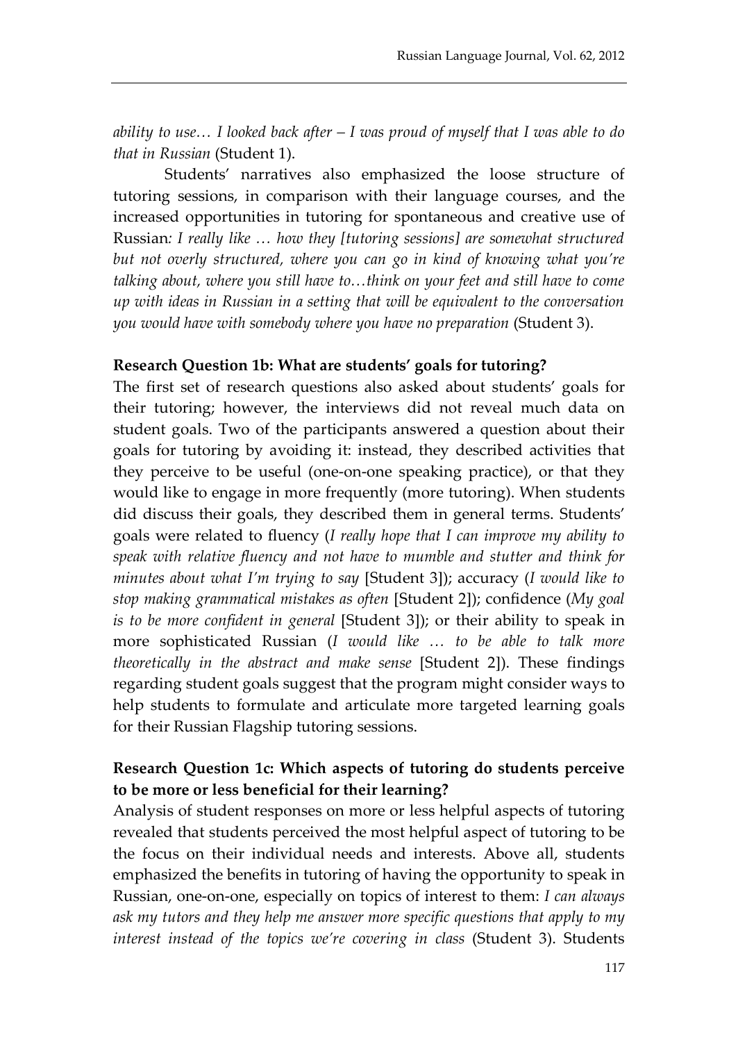*ability to use… I looked back after – I was proud of myself that I was able to do that in Russian* (Student 1).

Students' narratives also emphasized the loose structure of tutoring sessions, in comparison with their language courses, and the increased opportunities in tutoring for spontaneous and creative use of Russian*: I really like … how they [tutoring sessions] are somewhat structured but not overly structured, where you can go in kind of knowing what you're talking about, where you still have to…think on your feet and still have to come up with ideas in Russian in a setting that will be equivalent to the conversation you would have with somebody where you have no preparation* (Student 3).

**Research Question 1b: What are students' goals for tutoring?**

The first set of research questions also asked about students' goals for their tutoring; however, the interviews did not reveal much data on student goals. Two of the participants answered a question about their goals for tutoring by avoiding it: instead, they described activities that they perceive to be useful (one-on-one speaking practice), or that they would like to engage in more frequently (more tutoring). When students did discuss their goals, they described them in general terms. Students' goals were related to fluency (*I really hope that I can improve my ability to speak with relative fluency and not have to mumble and stutter and think for minutes about what I'm trying to say* [Student 3]); accuracy (*I would like to stop making grammatical mistakes as often* [Student 2]); confidence (*My goal is to be more confident in general* [Student 3]); or their ability to speak in more sophisticated Russian (*I would like … to be able to talk more theoretically in the abstract and make sense* [Student 2]). These findings regarding student goals suggest that the program might consider ways to help students to formulate and articulate more targeted learning goals for their Russian Flagship tutoring sessions.

**Research Question 1c: Which aspects of tutoring do students perceive to be more or less beneficial for their learning?**

Analysis of student responses on more or less helpful aspects of tutoring revealed that students perceived the most helpful aspect of tutoring to be the focus on their individual needs and interests. Above all, students emphasized the benefits in tutoring of having the opportunity to speak in Russian, one-on-one, especially on topics of interest to them: *I can always ask my tutors and they help me answer more specific questions that apply to my interest instead of the topics we're covering in class* (Student 3). Students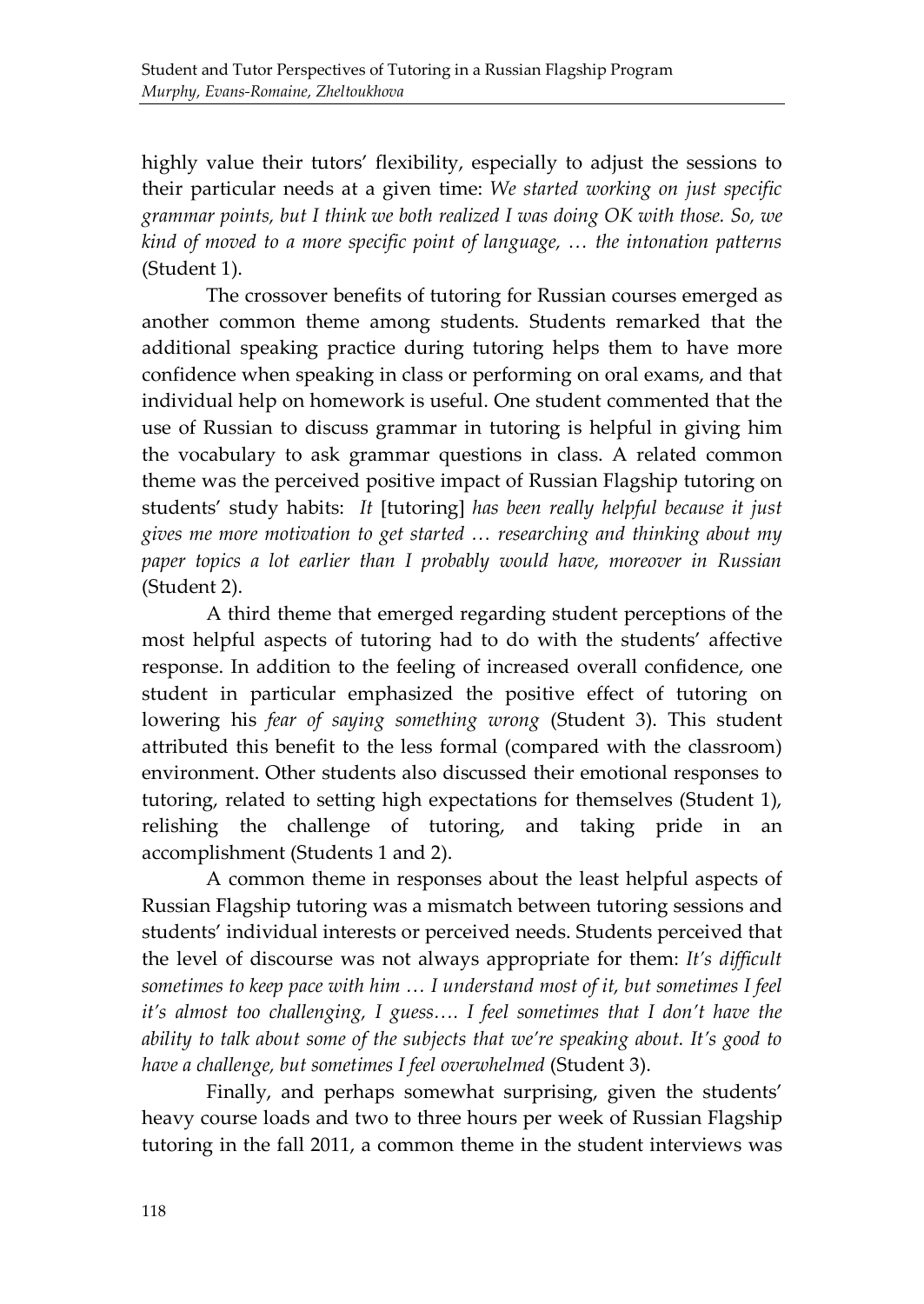highly value their tutors' flexibility, especially to adjust the sessions to their particular needs at a given time: *We started working on just specific grammar points, but I think we both realized I was doing OK with those. So, we kind of moved to a more specific point of language, … the intonation patterns* (Student 1).

The crossover benefits of tutoring for Russian courses emerged as another common theme among students. Students remarked that the additional speaking practice during tutoring helps them to have more confidence when speaking in class or performing on oral exams, and that individual help on homework is useful. One student commented that the use of Russian to discuss grammar in tutoring is helpful in giving him the vocabulary to ask grammar questions in class. A related common theme was the perceived positive impact of Russian Flagship tutoring on students' study habits: *It* [tutoring] *has been really helpful because it just gives me more motivation to get started … researching and thinking about my paper topics a lot earlier than I probably would have, moreover in Russian* (Student 2).

A third theme that emerged regarding student perceptions of the most helpful aspects of tutoring had to do with the students' affective response. In addition to the feeling of increased overall confidence, one student in particular emphasized the positive effect of tutoring on lowering his *fear of saying something wrong* (Student 3). This student attributed this benefit to the less formal (compared with the classroom) environment. Other students also discussed their emotional responses to tutoring, related to setting high expectations for themselves (Student 1), relishing the challenge of tutoring, and taking pride in an accomplishment (Students 1 and 2).

A common theme in responses about the least helpful aspects of Russian Flagship tutoring was a mismatch between tutoring sessions and students' individual interests or perceived needs. Students perceived that the level of discourse was not always appropriate for them: *It's difficult sometimes to keep pace with him … I understand most of it, but sometimes I feel it's almost too challenging, I guess…. I feel sometimes that I don't have the ability to talk about some of the subjects that we're speaking about. It's good to have a challenge, but sometimes I feel overwhelmed* (Student 3).

Finally, and perhaps somewhat surprising, given the students' heavy course loads and two to three hours per week of Russian Flagship tutoring in the fall 2011, a common theme in the student interviews was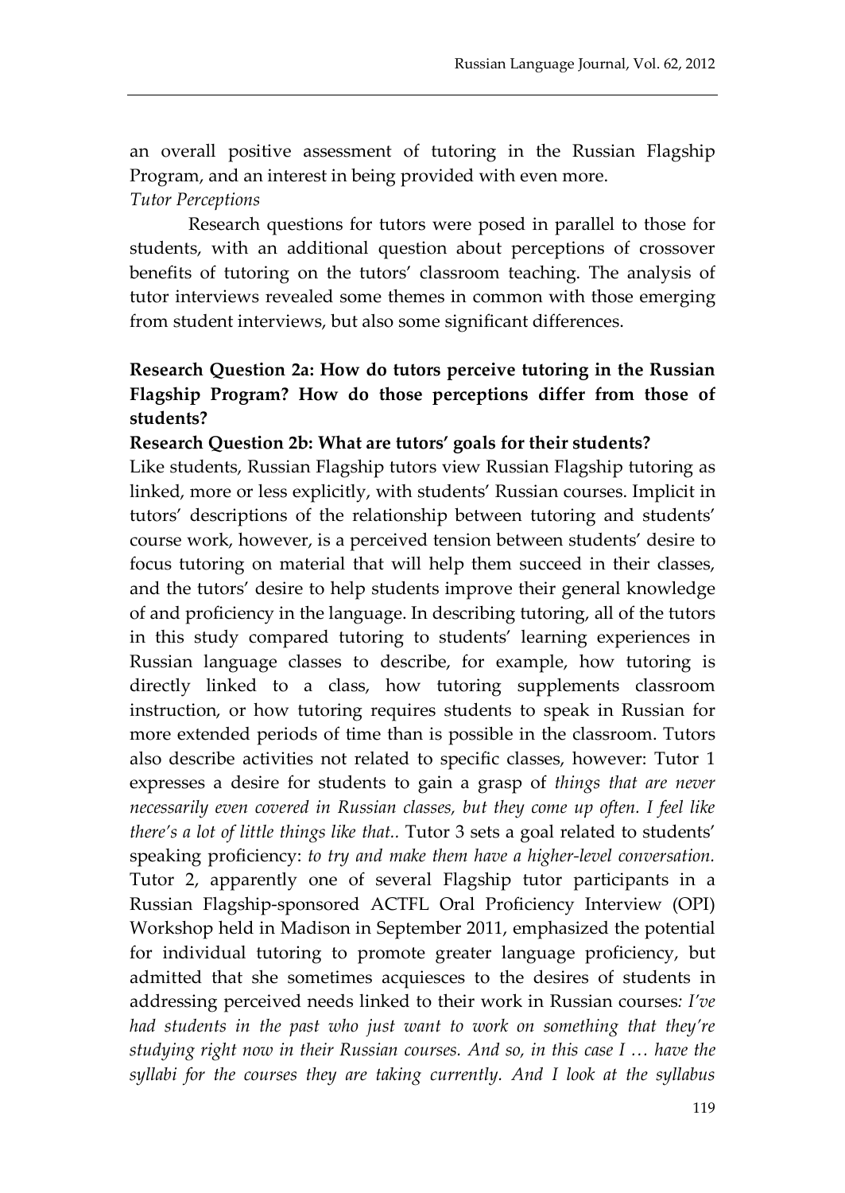an overall positive assessment of tutoring in the Russian Flagship Program, and an interest in being provided with even more.

*Tutor Perceptions*

Research questions for tutors were posed in parallel to those for students, with an additional question about perceptions of crossover benefits of tutoring on the tutors' classroom teaching. The analysis of tutor interviews revealed some themes in common with those emerging from student interviews, but also some significant differences.

**Research Question 2a: How do tutors perceive tutoring in the Russian Flagship Program? How do those perceptions differ from those of students?**

**Research Question 2b: What are tutors' goals for their students?**

Like students, Russian Flagship tutors view Russian Flagship tutoring as linked, more or less explicitly, with students' Russian courses. Implicit in tutors' descriptions of the relationship between tutoring and students' course work, however, is a perceived tension between students' desire to focus tutoring on material that will help them succeed in their classes, and the tutors' desire to help students improve their general knowledge of and proficiency in the language. In describing tutoring, all of the tutors in this study compared tutoring to students' learning experiences in Russian language classes to describe, for example, how tutoring is directly linked to a class, how tutoring supplements classroom instruction, or how tutoring requires students to speak in Russian for more extended periods of time than is possible in the classroom. Tutors also describe activities not related to specific classes, however: Tutor 1 expresses a desire for students to gain a grasp of *things that are never necessarily even covered in Russian classes, but they come up often. I feel like there's a lot of little things like that..* Tutor 3 sets a goal related to students' speaking proficiency: *to try and make them have a higher-level conversation.* Tutor 2, apparently one of several Flagship tutor participants in a Russian Flagship-sponsored ACTFL Oral Proficiency Interview (OPI) Workshop held in Madison in September 2011, emphasized the potential for individual tutoring to promote greater language proficiency, but admitted that she sometimes acquiesces to the desires of students in addressing perceived needs linked to their work in Russian courses: *I've had students in the past who just want to work on something that they're studying right now in their Russian courses. And so, in this case I … have the syllabi for the courses they are taking currently. And I look at the syllabus*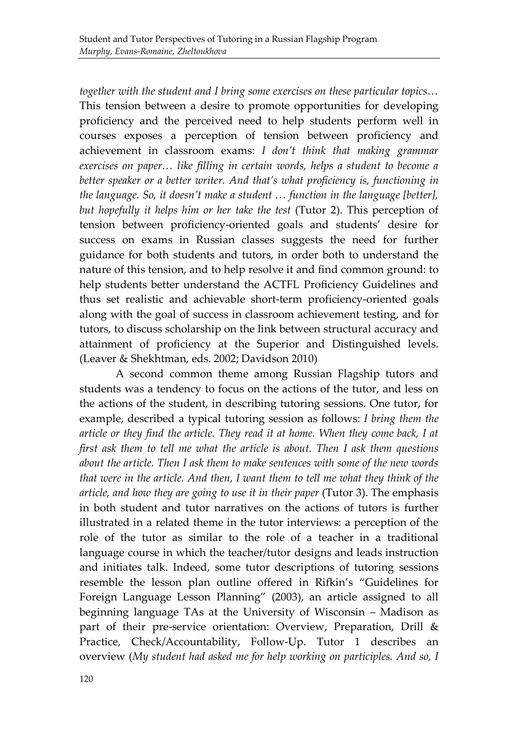*together with the student and I bring some exercises on these particular topics*… This tension between a desire to promote opportunities for developing proficiency and the perceived need to help students perform well in courses exposes a perception of tension between proficiency and achievement in classroom exams: *I don't think that making grammar exercises on paper… like filling in certain words, helps a student to become a better speaker or a better writer. And that's what proficiency is, functioning in the language. So, it doesn't make a student … function in the language [better], but hopefully it helps him or her take the test* (Tutor 2). This perception of tension between proficiency-oriented goals and students' desire for success on exams in Russian classes suggests the need for further guidance for both students and tutors, in order both to understand the nature of this tension, and to help resolve it and find common ground: to help students better understand the ACTFL Proficiency Guidelines and thus set realistic and achievable short-term proficiency-oriented goals along with the goal of success in classroom achievement testing, and for tutors, to discuss scholarship on the link between structural accuracy and attainment of proficiency at the Superior and Distinguished levels. (Leaver & Shekhtman, eds. 2002; Davidson 2010)

A second common theme among Russian Flagship tutors and students was a tendency to focus on the actions of the tutor, and less on the actions of the student, in describing tutoring sessions. One tutor, for example, described a typical tutoring session as follows: *I bring them the article or they find the article. They read it at home. When they come back, I at first ask them to tell me what the article is about. Then I ask them questions about the article. Then I ask them to make sentences with some of the new words that were in the article. And then, I want them to tell me what they think of the article, and how they are going to use it in their paper* (Tutor 3). The emphasis in both student and tutor narratives on the actions of tutors is further illustrated in a related theme in the tutor interviews: a perception of the role of the tutor as similar to the role of a teacher in a traditional language course in which the teacher/tutor designs and leads instruction and initiates talk. Indeed, some tutor descriptions of tutoring sessions resemble the lesson plan outline offered in Rifkin's "Guidelines for Foreign Language Lesson Planning" (2003), an article assigned to all beginning language TAs at the University of Wisconsin – Madison as part of their pre-service orientation: Overview, Preparation, Drill & Practice, Check/Accountability, Follow-Up. Tutor 1 describes an overview (*My student had asked me for help working on participles. And so, I*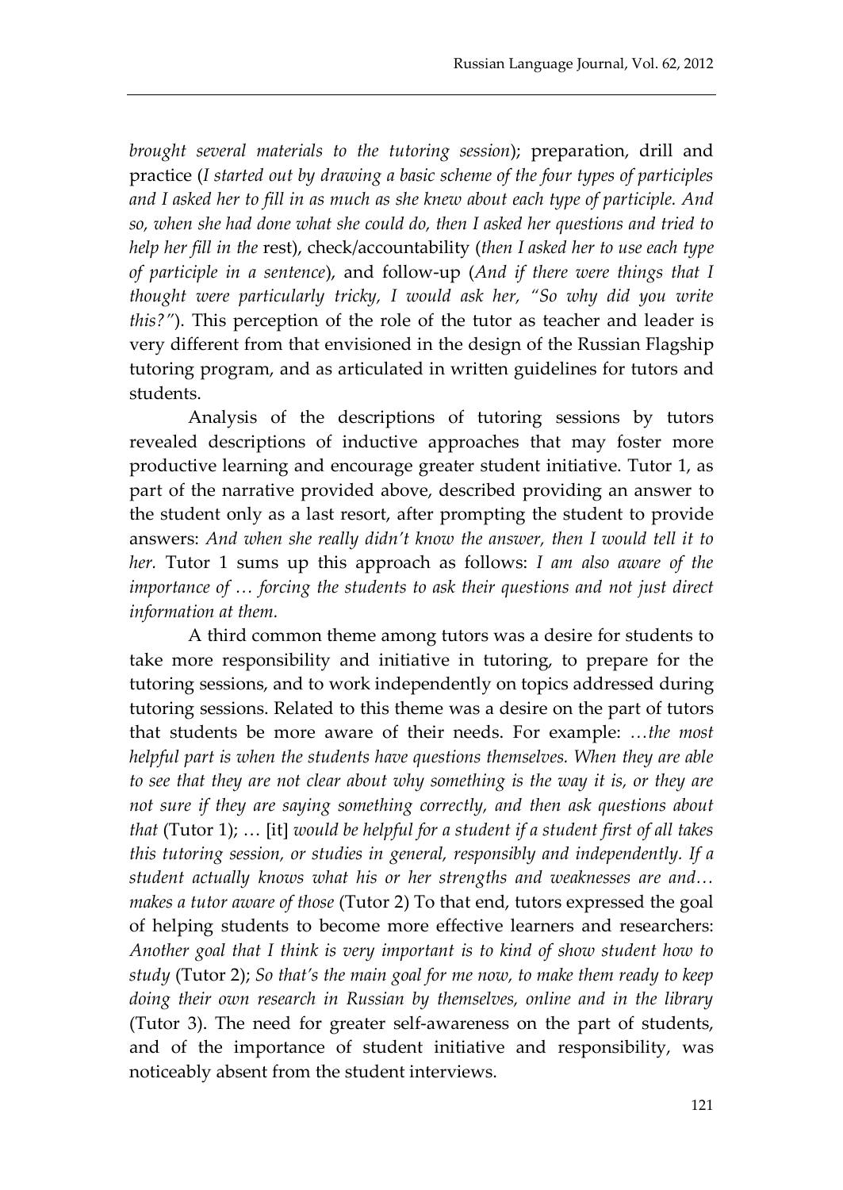*brought several materials to the tutoring session*); preparation, drill and practice (*I started out by drawing a basic scheme of the four types of participles and I asked her to fill in as much as she knew about each type of participle. And so, when she had done what she could do, then I asked her questions and tried to help her fill in the* rest), check/accountability (*then I asked her to use each type of participle in a sentence*), and follow-up (*And if there were things that I thought were particularly tricky, I would ask her, "So why did you write this?"*). This perception of the role of the tutor as teacher and leader is very different from that envisioned in the design of the Russian Flagship tutoring program, and as articulated in written guidelines for tutors and students.

Analysis of the descriptions of tutoring sessions by tutors revealed descriptions of inductive approaches that may foster more productive learning and encourage greater student initiative. Tutor 1, as part of the narrative provided above, described providing an answer to the student only as a last resort, after prompting the student to provide answers: *And when she really didn't know the answer, then I would tell it to her.* Tutor 1 sums up this approach as follows: *I am also aware of the importance of … forcing the students to ask their questions and not just direct information at them.*

A third common theme among tutors was a desire for students to take more responsibility and initiative in tutoring, to prepare for the tutoring sessions, and to work independently on topics addressed during tutoring sessions. Related to this theme was a desire on the part of tutors that students be more aware of their needs. For example: *…the most helpful part is when the students have questions themselves. When they are able to see that they are not clear about why something is the way it is, or they are not sure if they are saying something correctly, and then ask questions about that* (Tutor 1); … [it] *would be helpful for a student if a student first of all takes this tutoring session, or studies in general, responsibly and independently. If a student actually knows what his or her strengths and weaknesses are and… makes a tutor aware of those* (Tutor 2) To that end, tutors expressed the goal of helping students to become more effective learners and researchers: *Another goal that I think is very important is to kind of show student how to study* (Tutor 2); *So that's the main goal for me now, to make them ready to keep doing their own research in Russian by themselves, online and in the library* (Tutor 3). The need for greater self-awareness on the part of students, and of the importance of student initiative and responsibility, was noticeably absent from the student interviews.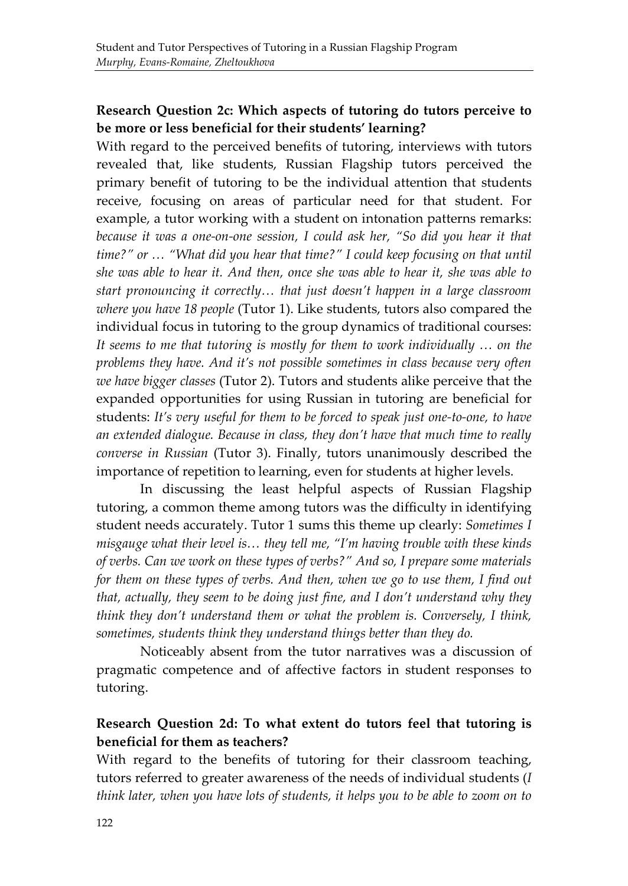### Research Question 2c: Which aspects of tutoring do tutors perceive to be more or less beneficial for their students' learning?

With regard to the perceived benefits of tutoring, interviews with tutors revealed that, like students, Russian Flagship tutors perceived the primary benefit of tutoring to be the individual attention that students receive, focusing on areas of particular need for that student. For example, a tutor working with a student on intonation patterns remarks: *because it was a one-on-one session, I could ask her, "So did you hear it that time?" or … "What did you hear that time?" I could keep focusing on that until she was able to hear it. And then, once she was able to hear it, she was able to start pronouncing it correctly… that just doesn't happen in a large classroom where you have 18 people* (Tutor 1). Like students, tutors also compared the individual focus in tutoring to the group dynamics of traditional courses: *It seems to me that tutoring is mostly for them to work individually … on the problems they have. And it's not possible sometimes in class because very often we have bigger classes* (Tutor 2). Tutors and students alike perceive that the expanded opportunities for using Russian in tutoring are beneficial for students: *It's very useful for them to be forced to speak just one-to-one, to have an extended dialogue. Because in class, they don't have that much time to really converse in Russian* (Tutor 3). Finally, tutors unanimously described the importance of repetition to learning, even for students at higher levels.

In discussing the least helpful aspects of Russian Flagship tutoring, a common theme among tutors was the difficulty in identifying student needs accurately. Tutor 1 sums this theme up clearly: *Sometimes I misgauge what their level is… they tell me, "I'm having trouble with these kinds of verbs. Can we work on these types of verbs?" And so, I prepare some materials for them on these types of verbs. And then, when we go to use them, I find out that, actually, they seem to be doing just fine, and I don't understand why they think they don't understand them or what the problem is. Conversely, I think, sometimes, students think they understand things better than they do.*

Noticeably absent from the tutor narratives was a discussion of pragmatic competence and of affective factors in student responses to tutoring.

### Research Question 2d: To what extent do tutors feel that tutoring is beneficial for them as teachers?

With regard to the benefits of tutoring for their classroom teaching, tutors referred to greater awareness of the needs of individual students (*I think later, when you have lots of students, it helps you to be able to zoom on to*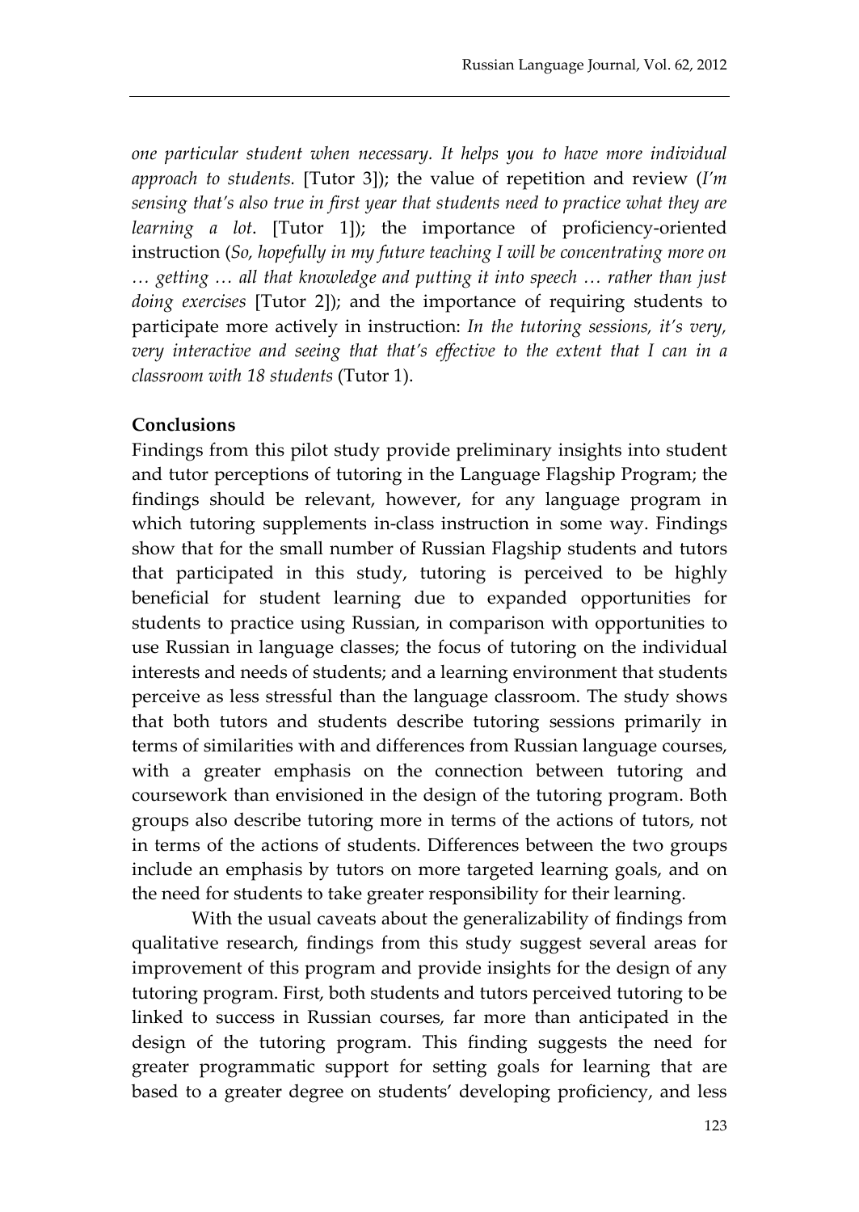*one particular student when necessary. It helps you to have more individual approach to students.* [Tutor 3]); the value of repetition and review (*I'm sensing that's also true in first year that students need to practice what they are learning a lot*. [Tutor 1]); the importance of proficiency-oriented instruction (*So, hopefully in my future teaching I will be concentrating more on … getting … all that knowledge and putting it into speech … rather than just doing exercises* [Tutor 2]); and the importance of requiring students to participate more actively in instruction: *In the tutoring sessions, it's very, very interactive and seeing that that's effective to the extent that I can in a classroom with 18 students* (Tutor 1).

**Conclusions**

Findings from this pilot study provide preliminary insights into student and tutor perceptions of tutoring in the Language Flagship Program; the findings should be relevant, however, for any language program in which tutoring supplements in-class instruction in some way. Findings show that for the small number of Russian Flagship students and tutors that participated in this study, tutoring is perceived to be highly beneficial for student learning due to expanded opportunities for students to practice using Russian, in comparison with opportunities to use Russian in language classes; the focus of tutoring on the individual interests and needs of students; and a learning environment that students perceive as less stressful than the language classroom. The study shows that both tutors and students describe tutoring sessions primarily in terms of similarities with and differences from Russian language courses, with a greater emphasis on the connection between tutoring and coursework than envisioned in the design of the tutoring program. Both groups also describe tutoring more in terms of the actions of tutors, not in terms of the actions of students. Differences between the two groups include an emphasis by tutors on more targeted learning goals, and on the need for students to take greater responsibility for their learning.

With the usual caveats about the generalizability of findings from qualitative research, findings from this study suggest several areas for improvement of this program and provide insights for the design of any tutoring program. First, both students and tutors perceived tutoring to be linked to success in Russian courses, far more than anticipated in the design of the tutoring program. This finding suggests the need for greater programmatic support for setting goals for learning that are based to a greater degree on students' developing proficiency, and less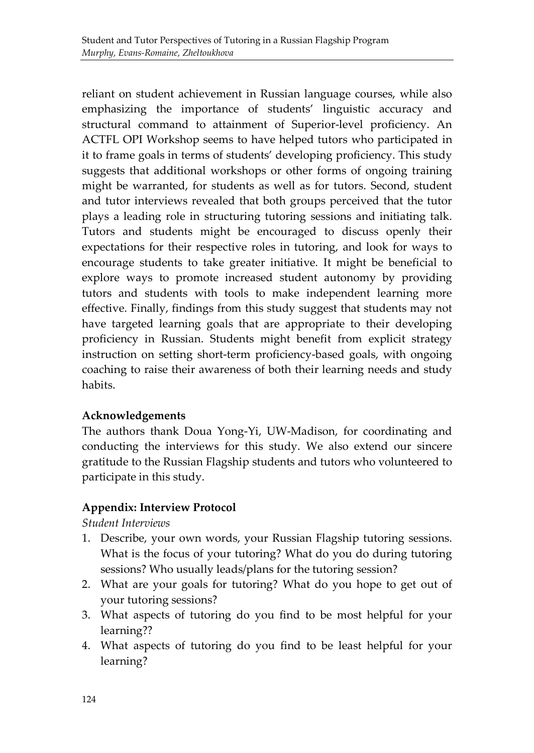reliant on student achievement in Russian language courses, while also emphasizing the importance of students' linguistic accuracy and structural command to attainment of Superior-level proficiency. An ACTFL OPI Workshop seems to have helped tutors who participated in it to frame goals in terms of students' developing proficiency. This study suggests that additional workshops or other forms of ongoing training might be warranted, for students as well as for tutors. Second, student and tutor interviews revealed that both groups perceived that the tutor plays a leading role in structuring tutoring sessions and initiating talk. Tutors and students might be encouraged to discuss openly their expectations for their respective roles in tutoring, and look for ways to encourage students to take greater initiative. It might be beneficial to explore ways to promote increased student autonomy by providing tutors and students with tools to make independent learning more effective. Finally, findings from this study suggest that students may not have targeted learning goals that are appropriate to their developing proficiency in Russian. Students might benefit from explicit strategy instruction on setting short-term proficiency-based goals, with ongoing coaching to raise their awareness of both their learning needs and study habits.

## Acknowledgements

The authors thank Doua Yong-Yi, UW-Madison, for coordinating and conducting the interviews for this study. We also extend our sincere gratitude to the Russian Flagship students and tutors who volunteered to participate in this study.

## Appendix: Interview Protocol

*Student Interviews*

1. Describe, your own words, your Russian Flagship tutoring sessions. What is the focus of your tutoring? What do you do during tutoring sessions? Who usually leads/plans for the tutoring session?
2. What are your goals for tutoring? What do you hope to get out of your tutoring sessions?
3. What aspects of tutoring do you find to be most helpful for your learning??
4. What aspects of tutoring do you find to be least helpful for your learning?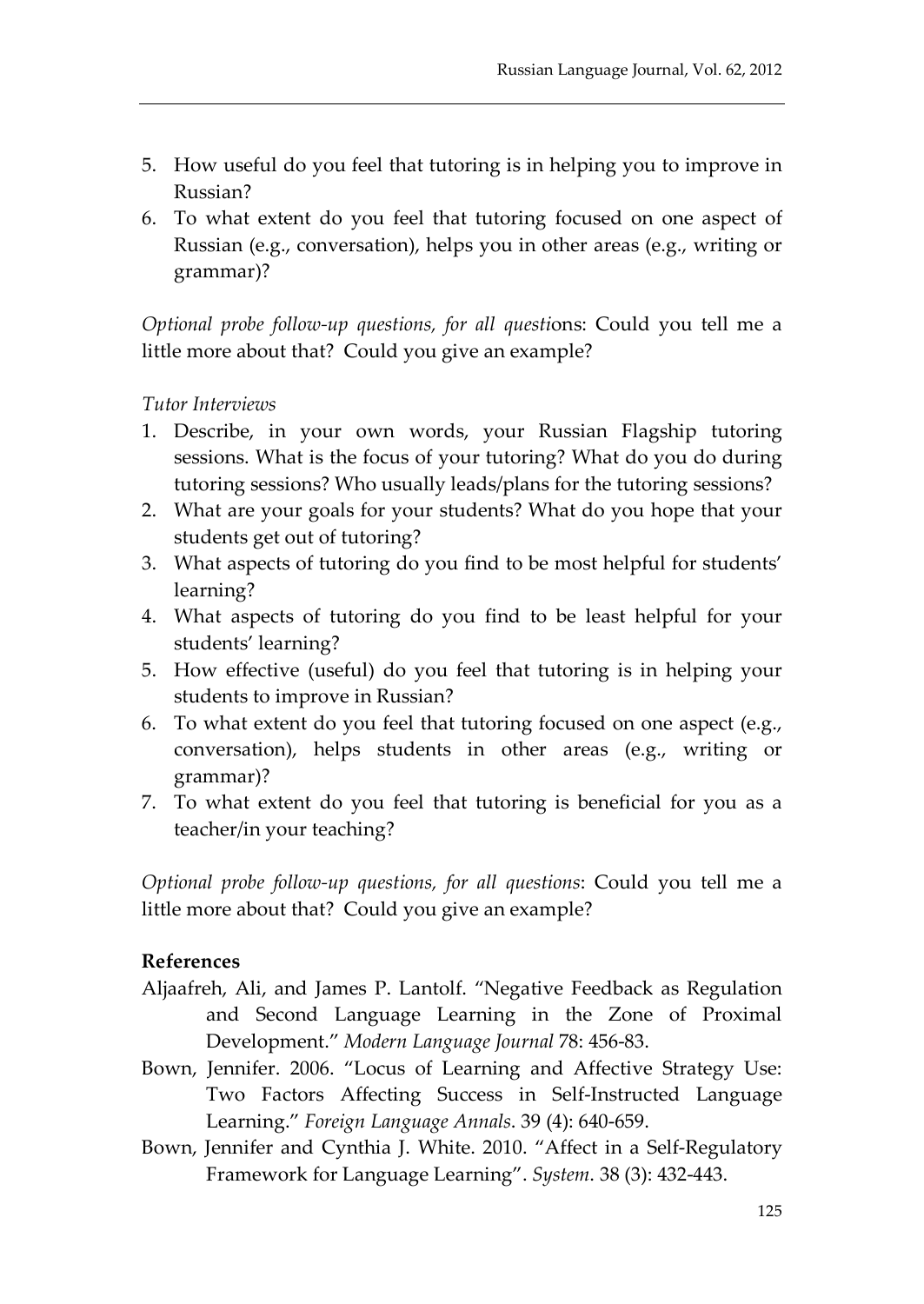5. How useful do you feel that tutoring is in helping you to improve in Russian?
6. To what extent do you feel that tutoring focused on one aspect of Russian (e.g., conversation), helps you in other areas (e.g., writing or grammar)?

*Optional probe follow-up questions, for all questi*ons: Could you tell me a little more about that? Could you give an example?

*Tutor Interviews*

1. Describe, in your own words, your Russian Flagship tutoring sessions. What is the focus of your tutoring? What do you do during tutoring sessions? Who usually leads/plans for the tutoring sessions?
2. What are your goals for your students? What do you hope that your students get out of tutoring?
3. What aspects of tutoring do you find to be most helpful for students' learning?
4. What aspects of tutoring do you find to be least helpful for your students' learning?
5. How effective (useful) do you feel that tutoring is in helping your students to improve in Russian?
6. To what extent do you feel that tutoring focused on one aspect (e.g., conversation), helps students in other areas (e.g., writing or grammar)?
7. To what extent do you feel that tutoring is beneficial for you as a teacher/in your teaching?

*Optional probe follow-up questions, for all questions*: Could you tell me a little more about that? Could you give an example?

**References**

Aljaafreh, Ali, and James P. Lantolf. "Negative Feedback as Regulation and Second Language Learning in the Zone of Proximal Development." *Modern Language Journal* 78: 456-83.

Bown, Jennifer. 2006. "Locus of Learning and Affective Strategy Use: Two Factors Affecting Success in Self-Instructed Language Learning." *Foreign Language Annals*. 39 (4): 640-659.

Bown, Jennifer and Cynthia J. White. 2010. "Affect in a Self-Regulatory Framework for Language Learning". *System*. 38 (3): 432-443.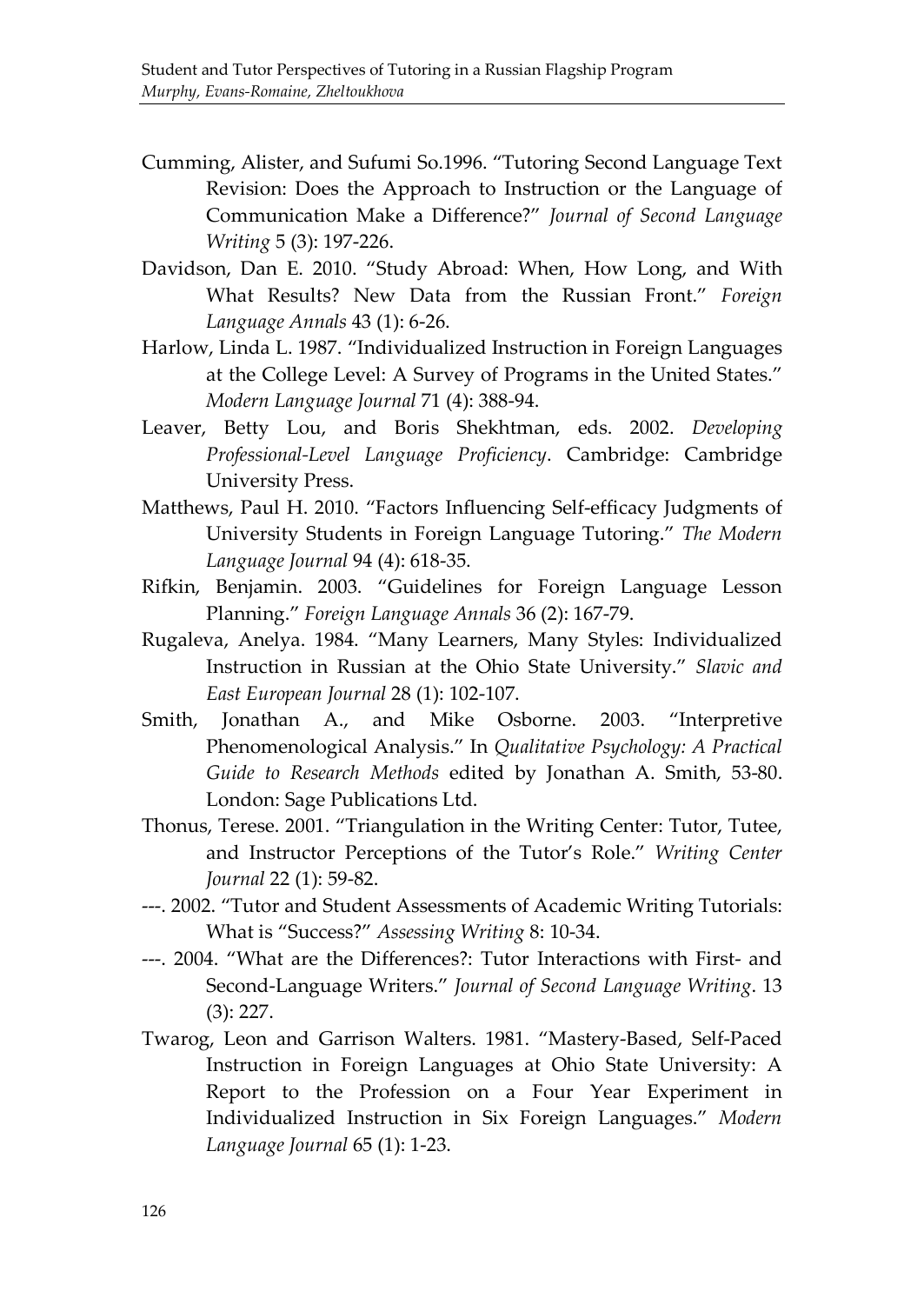Cumming, Alister, and Sufumi So.1996. "Tutoring Second Language Text Revision: Does the Approach to Instruction or the Language of Communication Make a Difference?" *Journal of Second Language Writing* 5 (3): 197-226.

Davidson, Dan E. 2010. "Study Abroad: When, How Long, and With What Results? New Data from the Russian Front." *Foreign Language Annals* 43 (1): 6-26.

Harlow, Linda L. 1987. "Individualized Instruction in Foreign Languages at the College Level: A Survey of Programs in the United States." *Modern Language Journal* 71 (4): 388-94.

Leaver, Betty Lou, and Boris Shekhtman, eds. 2002. *Developing Professional-Level Language Proficiency*. Cambridge: Cambridge University Press.

Matthews, Paul H. 2010. "Factors Influencing Self-efficacy Judgments of University Students in Foreign Language Tutoring." *The Modern Language Journal* 94 (4): 618-35.

Rifkin, Benjamin. 2003. "Guidelines for Foreign Language Lesson Planning." *Foreign Language Annals* 36 (2): 167-79.

Rugaleva, Anelya. 1984. "Many Learners, Many Styles: Individualized Instruction in Russian at the Ohio State University." *Slavic and East European Journal* 28 (1): 102-107.

Smith, Jonathan A., and Mike Osborne. 2003. "Interpretive Phenomenological Analysis." In *Qualitative Psychology: A Practical Guide to Research Methods* edited by Jonathan A. Smith, 53-80. London: Sage Publications Ltd.

Thonus, Terese. 2001. "Triangulation in the Writing Center: Tutor, Tutee, and Instructor Perceptions of the Tutor's Role." *Writing Center Journal* 22 (1): 59-82.

---. 2002. "Tutor and Student Assessments of Academic Writing Tutorials: What is "Success?" *Assessing Writing* 8: 10-34.

---. 2004. "What are the Differences?: Tutor Interactions with First- and Second-Language Writers." *Journal of Second Language Writing*. 13 (3): 227.

Twarog, Leon and Garrison Walters. 1981. "Mastery-Based, Self-Paced Instruction in Foreign Languages at Ohio State University: A Report to the Profession on a Four Year Experiment in Individualized Instruction in Six Foreign Languages." *Modern Language Journal* 65 (1): 1-23.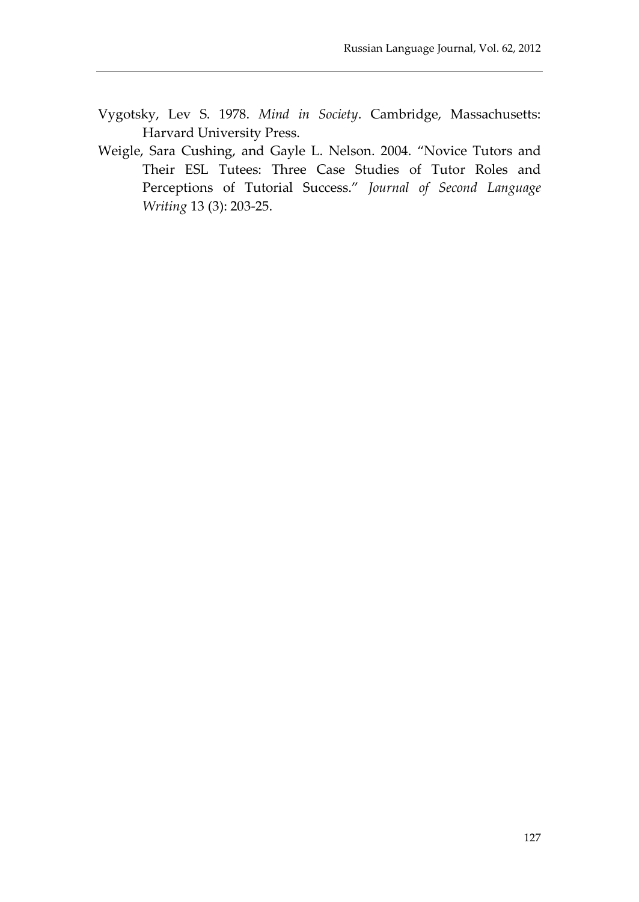Vygotsky, Lev S. 1978. *Mind in Society*. Cambridge, Massachusetts: Harvard University Press.

Weigle, Sara Cushing, and Gayle L. Nelson. 2004. "Novice Tutors and Their ESL Tutees: Three Case Studies of Tutor Roles and Perceptions of Tutorial Success." *Journal of Second Language Writing* 13 (3): 203-25.